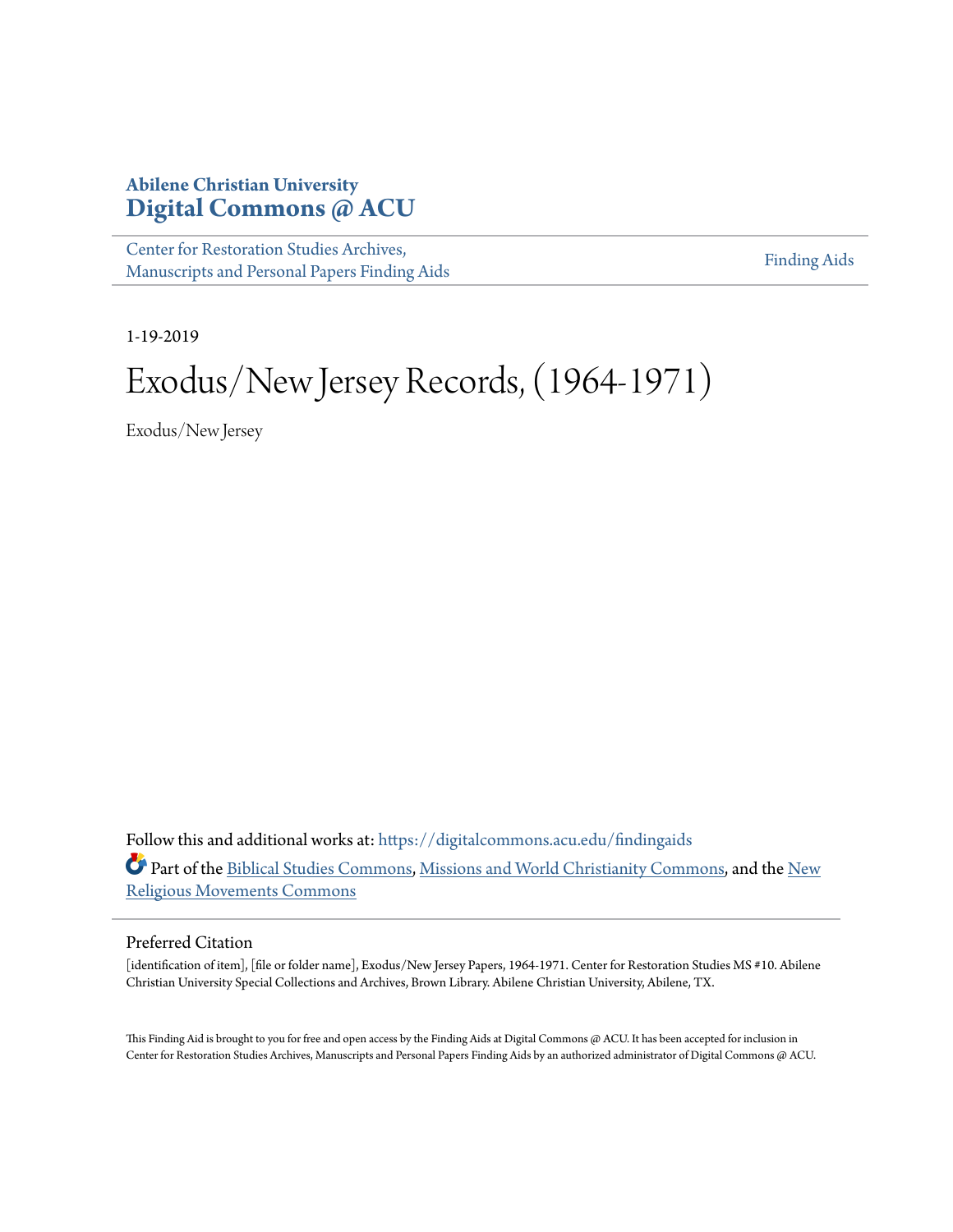**Abilene Christian University**
**Digital Commons @ ACU**

Center for Restoration Studies Archives, Manuscripts and Personal Papers Finding Aids

Finding Aids

1-19-2019

# Exodus/New Jersey Records, (1964-1971)

Exodus/New Jersey

Follow this and additional works at: https://digitalcommons.acu.edu/findingaids

Part of the Biblical Studies Commons, Missions and World Christianity Commons, and the New Religious Movements Commons

## Preferred Citation

[identification of item], [file or folder name], Exodus/New Jersey Papers, 1964-1971. Center for Restoration Studies MS #10. Abilene Christian University Special Collections and Archives, Brown Library. Abilene Christian University, Abilene, TX.

This Finding Aid is brought to you for free and open access by the Finding Aids at Digital Commons @ ACU. It has been accepted for inclusion in Center for Restoration Studies Archives, Manuscripts and Personal Papers Finding Aids by an authorized administrator of Digital Commons @ ACU.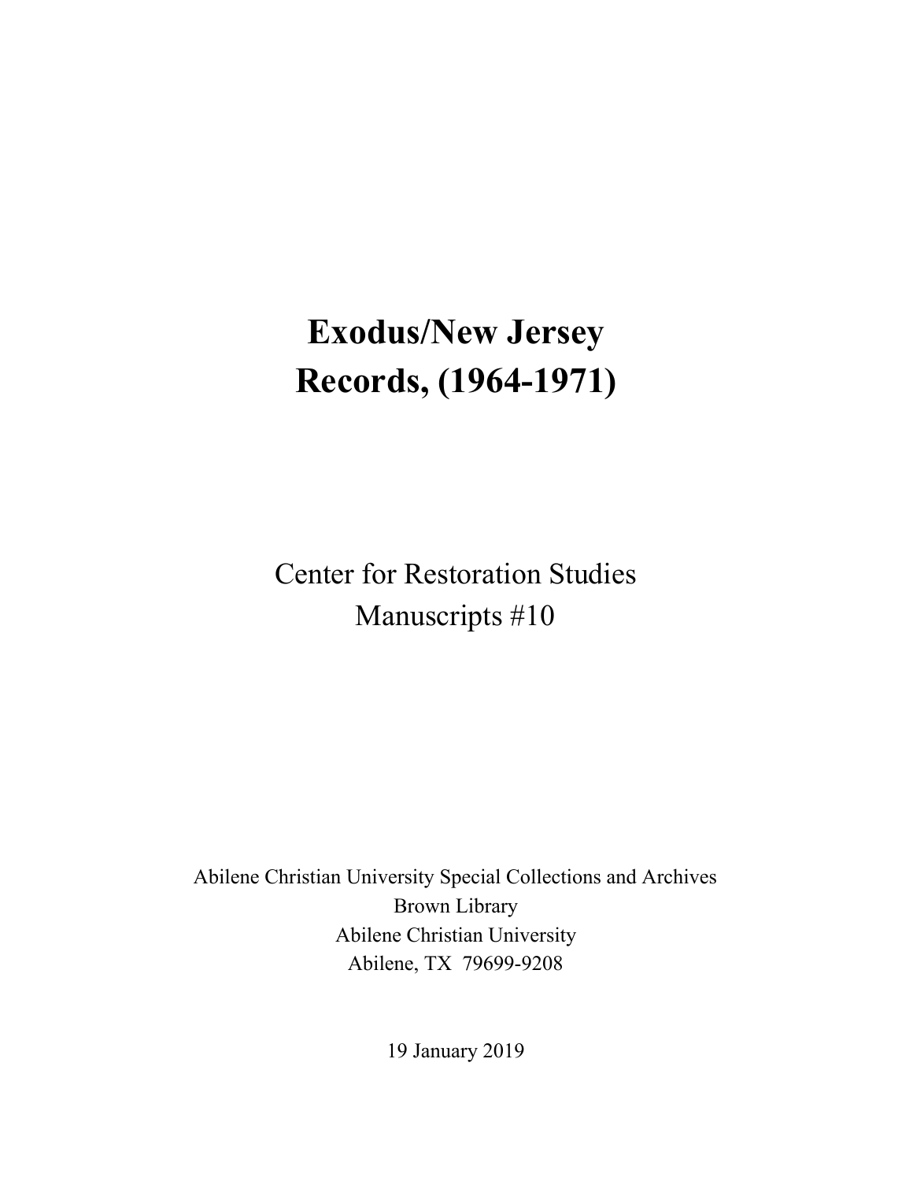# Exodus/New Jersey Records, (1964-1971)

Center for Restoration Studies
Manuscripts #10

Abilene Christian University Special Collections and Archives
Brown Library
Abilene Christian University
Abilene, TX 79699-9208

19 January 2019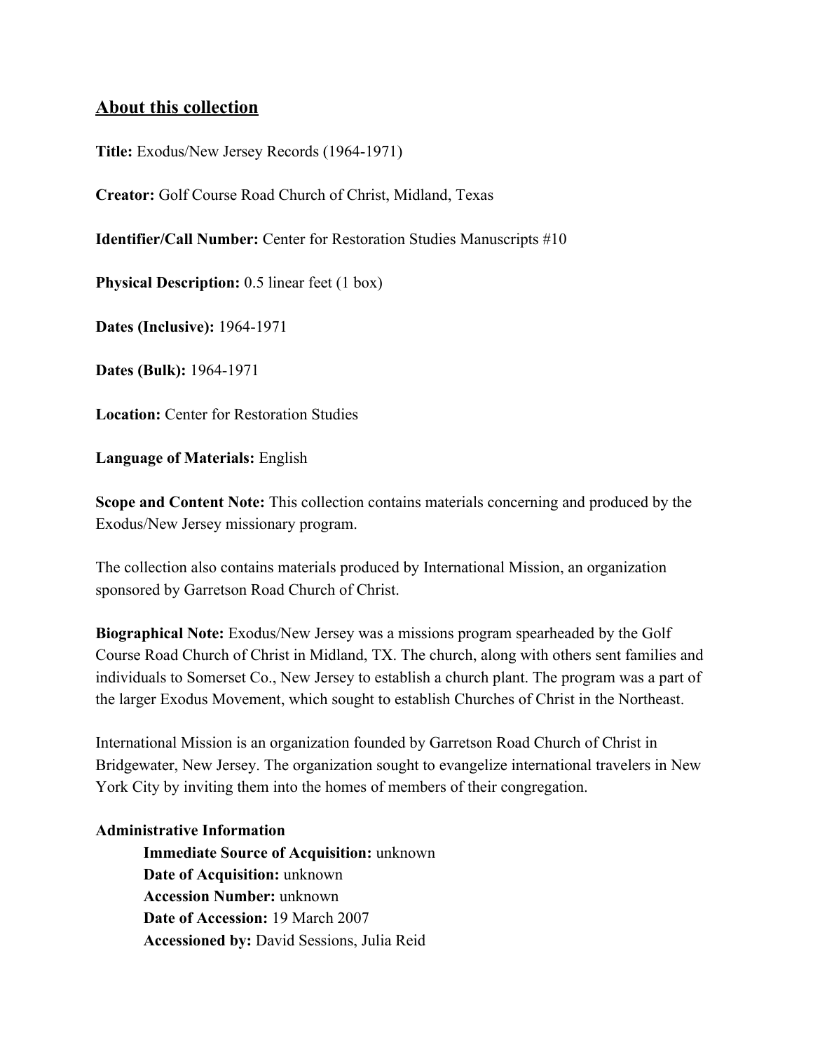## About this collection

**Title:** Exodus/New Jersey Records (1964-1971)

**Creator:** Golf Course Road Church of Christ, Midland, Texas

**Identifier/Call Number:** Center for Restoration Studies Manuscripts #10

**Physical Description:** 0.5 linear feet (1 box)

**Dates (Inclusive):** 1964-1971

**Dates (Bulk):** 1964-1971

**Location:** Center for Restoration Studies

**Language of Materials:** English

**Scope and Content Note:** This collection contains materials concerning and produced by the Exodus/New Jersey missionary program.

The collection also contains materials produced by International Mission, an organization sponsored by Garretson Road Church of Christ.

**Biographical Note:** Exodus/New Jersey was a missions program spearheaded by the Golf Course Road Church of Christ in Midland, TX. The church, along with others sent families and individuals to Somerset Co., New Jersey to establish a church plant. The program was a part of the larger Exodus Movement, which sought to establish Churches of Christ in the Northeast.

International Mission is an organization founded by Garretson Road Church of Christ in Bridgewater, New Jersey. The organization sought to evangelize international travelers in New York City by inviting them into the homes of members of their congregation.

**Administrative Information**

> **Immediate Source of Acquisition:** unknown
> **Date of Acquisition:** unknown
> **Accession Number:** unknown
> **Date of Accession:** 19 March 2007
> **Accessioned by:** David Sessions, Julia Reid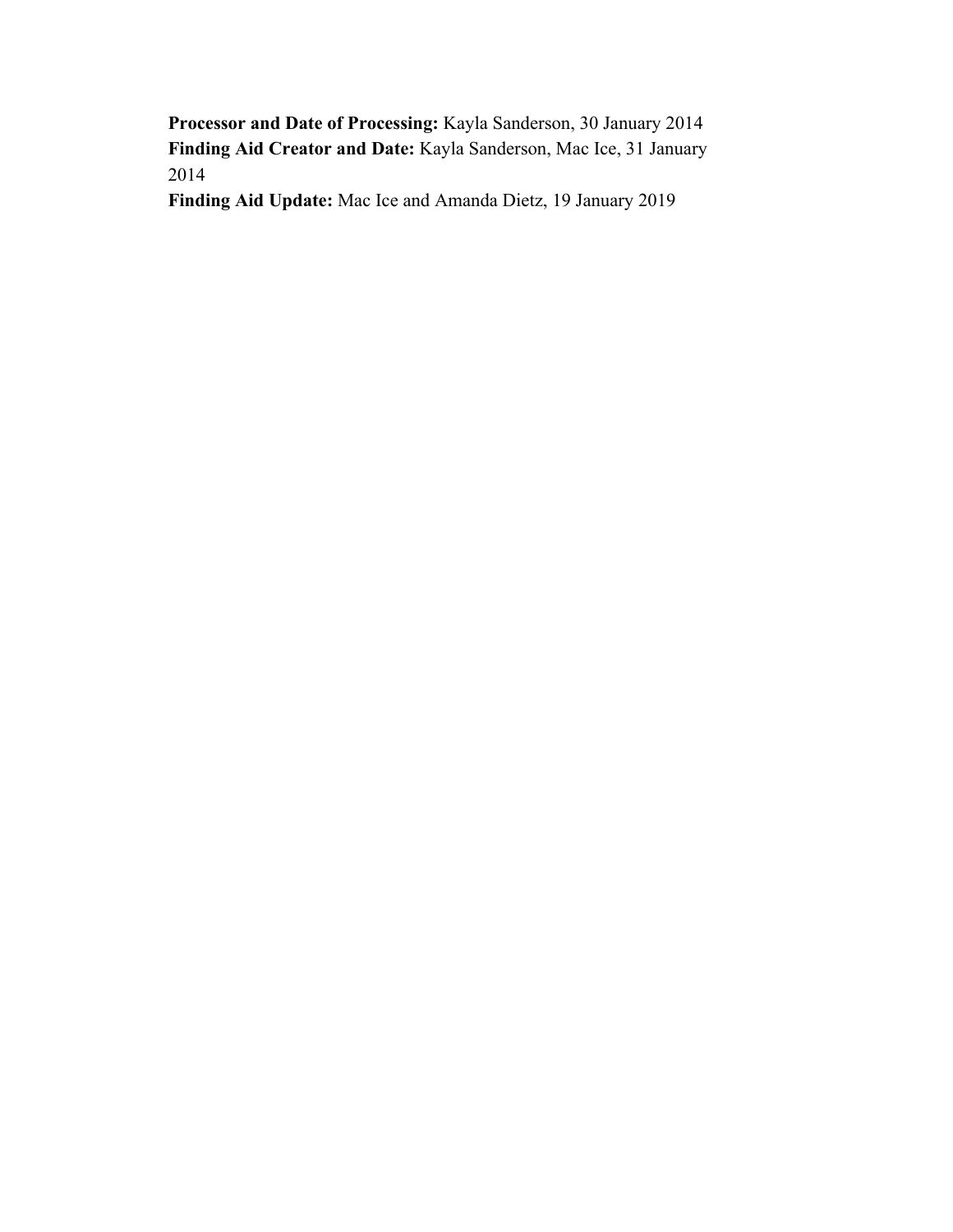**Processor and Date of Processing:** Kayla Sanderson, 30 January 2014
**Finding Aid Creator and Date:** Kayla Sanderson, Mac Ice, 31 January 2014
**Finding Aid Update:** Mac Ice and Amanda Dietz, 19 January 2019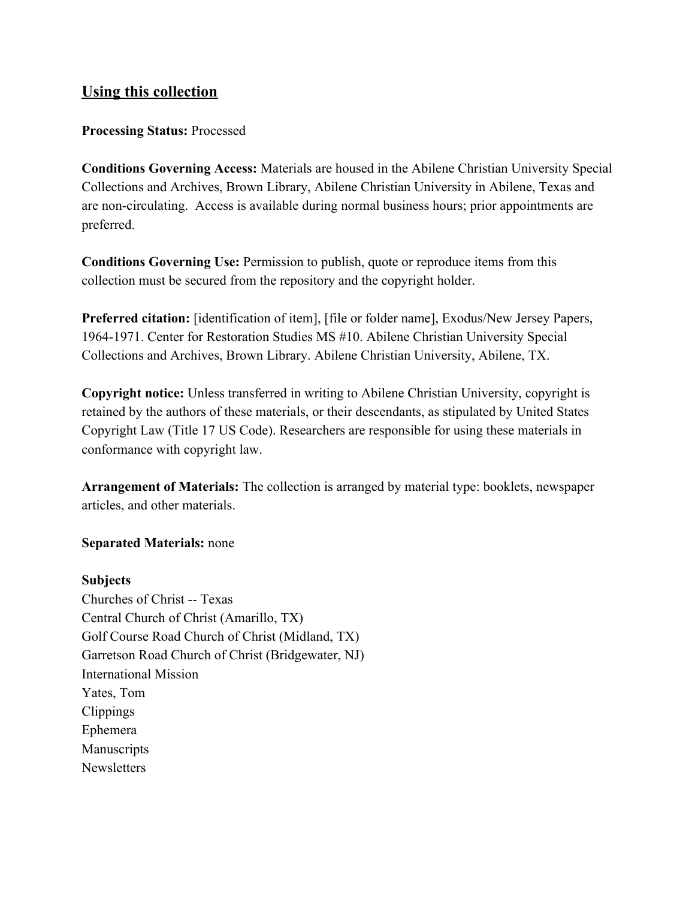## Using this collection

**Processing Status:** Processed

**Conditions Governing Access:** Materials are housed in the Abilene Christian University Special Collections and Archives, Brown Library, Abilene Christian University in Abilene, Texas and are non-circulating. Access is available during normal business hours; prior appointments are preferred.

**Conditions Governing Use:** Permission to publish, quote or reproduce items from this collection must be secured from the repository and the copyright holder.

**Preferred citation:** [identification of item], [file or folder name], Exodus/New Jersey Papers, 1964-1971. Center for Restoration Studies MS #10. Abilene Christian University Special Collections and Archives, Brown Library. Abilene Christian University, Abilene, TX.

**Copyright notice:** Unless transferred in writing to Abilene Christian University, copyright is retained by the authors of these materials, or their descendants, as stipulated by United States Copyright Law (Title 17 US Code). Researchers are responsible for using these materials in conformance with copyright law.

**Arrangement of Materials:** The collection is arranged by material type: booklets, newspaper articles, and other materials.

**Separated Materials:** none

**Subjects**
Churches of Christ -- Texas
Central Church of Christ (Amarillo, TX)
Golf Course Road Church of Christ (Midland, TX)
Garretson Road Church of Christ (Bridgewater, NJ)
International Mission
Yates, Tom
Clippings
Ephemera
Manuscripts
Newsletters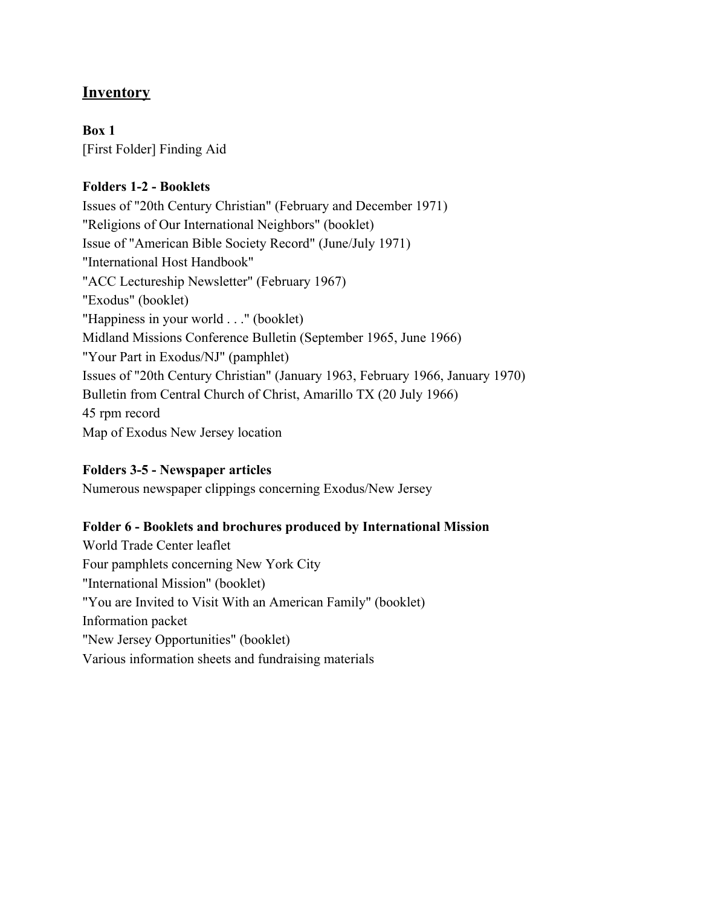## Inventory

**Box 1**

[First Folder] Finding Aid

**Folders 1-2 - Booklets**

Issues of "20th Century Christian" (February and December 1971)
"Religions of Our International Neighbors" (booklet)
Issue of "American Bible Society Record" (June/July 1971)
"International Host Handbook"
"ACC Lectureship Newsletter" (February 1967)
"Exodus" (booklet)
"Happiness in your world . . ." (booklet)
Midland Missions Conference Bulletin (September 1965, June 1966)
"Your Part in Exodus/NJ" (pamphlet)
Issues of "20th Century Christian" (January 1963, February 1966, January 1970)
Bulletin from Central Church of Christ, Amarillo TX (20 July 1966)
45 rpm record
Map of Exodus New Jersey location

**Folders 3-5 - Newspaper articles**

Numerous newspaper clippings concerning Exodus/New Jersey

**Folder 6 - Booklets and brochures produced by International Mission**

World Trade Center leaflet
Four pamphlets concerning New York City
"International Mission" (booklet)
"You are Invited to Visit With an American Family" (booklet)
Information packet
"New Jersey Opportunities" (booklet)
Various information sheets and fundraising materials